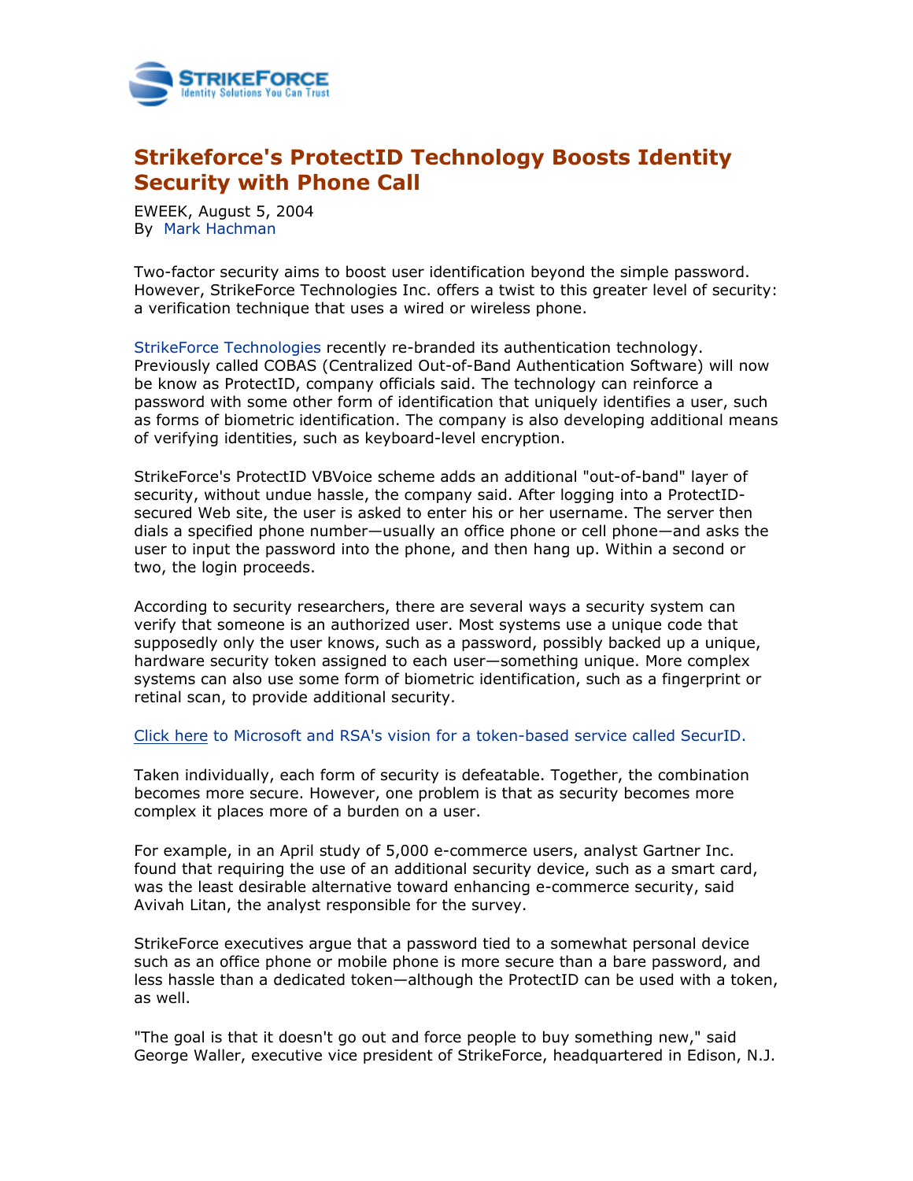# Strikeforce's ProtectID Technology Boosts Identity Security with Phone Call

EWEEK, August 5, 2004
By Mark Hachman

Two-factor security aims to boost user identification beyond the simple password. However, StrikeForce Technologies Inc. offers a twist to this greater level of security: a verification technique that uses a wired or wireless phone.

StrikeForce Technologies recently re-branded its authentication technology. Previously called COBAS (Centralized Out-of-Band Authentication Software) will now be know as ProtectID, company officials said. The technology can reinforce a password with some other form of identification that uniquely identifies a user, such as forms of biometric identification. The company is also developing additional means of verifying identities, such as keyboard-level encryption.

StrikeForce's ProtectID VBVoice scheme adds an additional "out-of-band" layer of security, without undue hassle, the company said. After logging into a ProtectID-secured Web site, the user is asked to enter his or her username. The server then dials a specified phone number—usually an office phone or cell phone—and asks the user to input the password into the phone, and then hang up. Within a second or two, the login proceeds.

According to security researchers, there are several ways a security system can verify that someone is an authorized user. Most systems use a unique code that supposedly only the user knows, such as a password, possibly backed up a unique, hardware security token assigned to each user—something unique. More complex systems can also use some form of biometric identification, such as a fingerprint or retinal scan, to provide additional security.

Click here to Microsoft and RSA's vision for a token-based service called SecurID.

Taken individually, each form of security is defeatable. Together, the combination becomes more secure. However, one problem is that as security becomes more complex it places more of a burden on a user.

For example, in an April study of 5,000 e-commerce users, analyst Gartner Inc. found that requiring the use of an additional security device, such as a smart card, was the least desirable alternative toward enhancing e-commerce security, said Avivah Litan, the analyst responsible for the survey.

StrikeForce executives argue that a password tied to a somewhat personal device such as an office phone or mobile phone is more secure than a bare password, and less hassle than a dedicated token—although the ProtectID can be used with a token, as well.

"The goal is that it doesn't go out and force people to buy something new," said George Waller, executive vice president of StrikeForce, headquartered in Edison, N.J.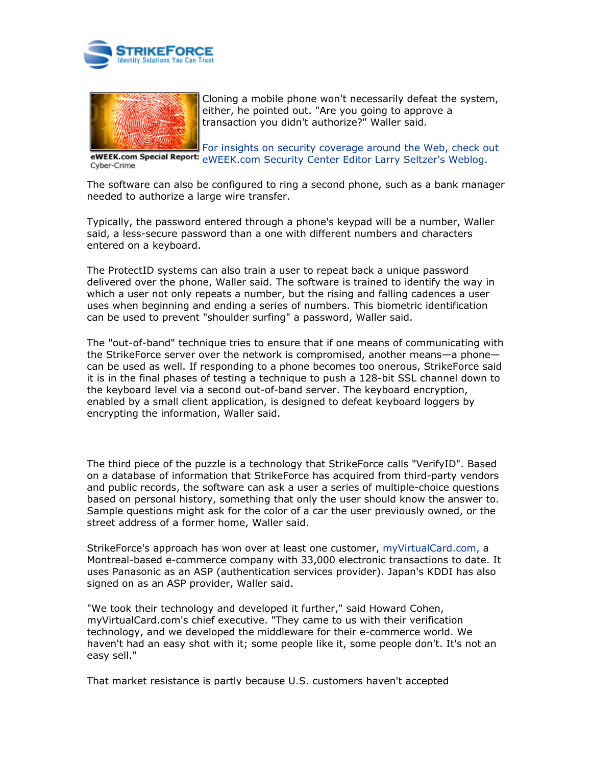Cloning a mobile phone won't necessarily defeat the system, either, he pointed out. "Are you going to approve a transaction you didn't authorize?" Waller said.

eWEEK.com Special Report: Cyber-Crime

For insights on security coverage around the Web, check out eWEEK.com Security Center Editor Larry Seltzer's Weblog.

The software can also be configured to ring a second phone, such as a bank manager needed to authorize a large wire transfer.

Typically, the password entered through a phone's keypad will be a number, Waller said, a less-secure password than a one with different numbers and characters entered on a keyboard.

The ProtectID systems can also train a user to repeat back a unique password delivered over the phone, Waller said. The software is trained to identify the way in which a user not only repeats a number, but the rising and falling cadences a user uses when beginning and ending a series of numbers. This biometric identification can be used to prevent "shoulder surfing" a password, Waller said.

The "out-of-band" technique tries to ensure that if one means of communicating with the StrikeForce server over the network is compromised, another means—a phone—can be used as well. If responding to a phone becomes too onerous, StrikeForce said it is in the final phases of testing a technique to push a 128-bit SSL channel down to the keyboard level via a second out-of-band server. The keyboard encryption, enabled by a small client application, is designed to defeat keyboard loggers by encrypting the information, Waller said.

The third piece of the puzzle is a technology that StrikeForce calls "VerifyID". Based on a database of information that StrikeForce has acquired from third-party vendors and public records, the software can ask a user a series of multiple-choice questions based on personal history, something that only the user should know the answer to. Sample questions might ask for the color of a car the user previously owned, or the street address of a former home, Waller said.

StrikeForce's approach has won over at least one customer, myVirtualCard.com, a Montreal-based e-commerce company with 33,000 electronic transactions to date. It uses Panasonic as an ASP (authentication services provider). Japan's KDDI has also signed on as an ASP provider, Waller said.

"We took their technology and developed it further," said Howard Cohen, myVirtualCard.com's chief executive. "They came to us with their verification technology, and we developed the middleware for their e-commerce world. We haven't had an easy shot with it; some people like it, some people don't. It's not an easy sell."

That market resistance is partly because U.S. customers haven't accepted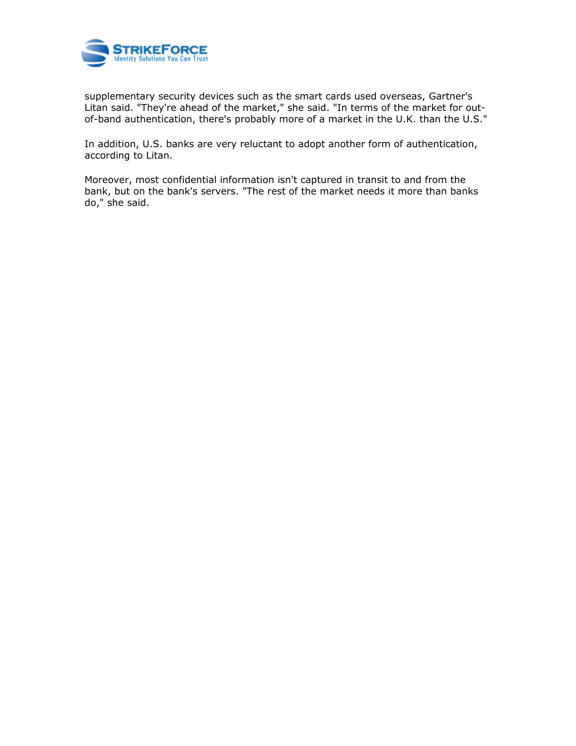supplementary security devices such as the smart cards used overseas, Gartner's Litan said. "They're ahead of the market," she said. "In terms of the market for out-of-band authentication, there's probably more of a market in the U.K. than the U.S."

In addition, U.S. banks are very reluctant to adopt another form of authentication, according to Litan.

Moreover, most confidential information isn't captured in transit to and from the bank, but on the bank's servers. "The rest of the market needs it more than banks do," she said.